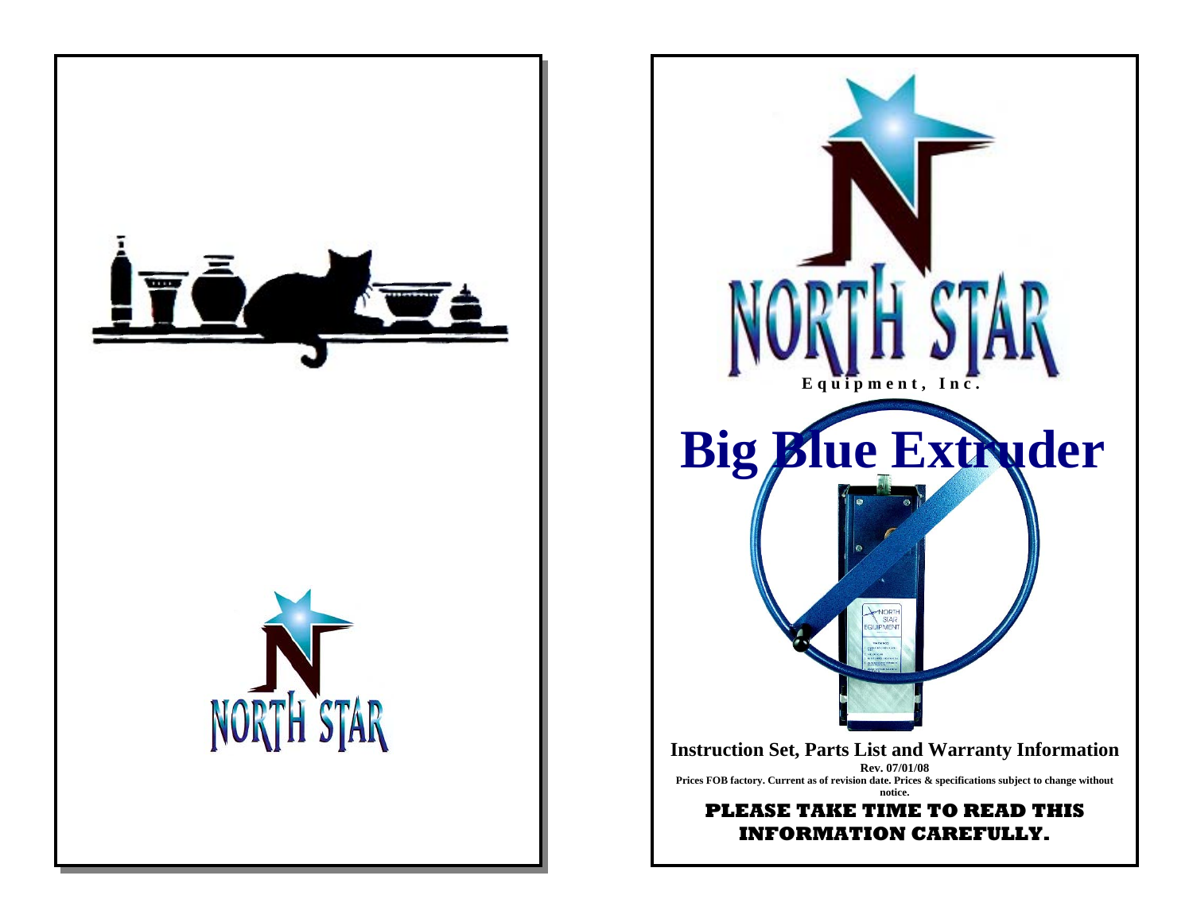NORTH STAR

NORTH STAR

Equipment, Inc.

# Big Blue Extruder

**Instruction Set, Parts List and Warranty Information**

**Rev. 07/01/08**

**Prices FOB factory. Current as of revision date. Prices & specifications subject to change without notice.**

**PLEASE TAKE TIME TO READ THIS INFORMATION CAREFULLY.**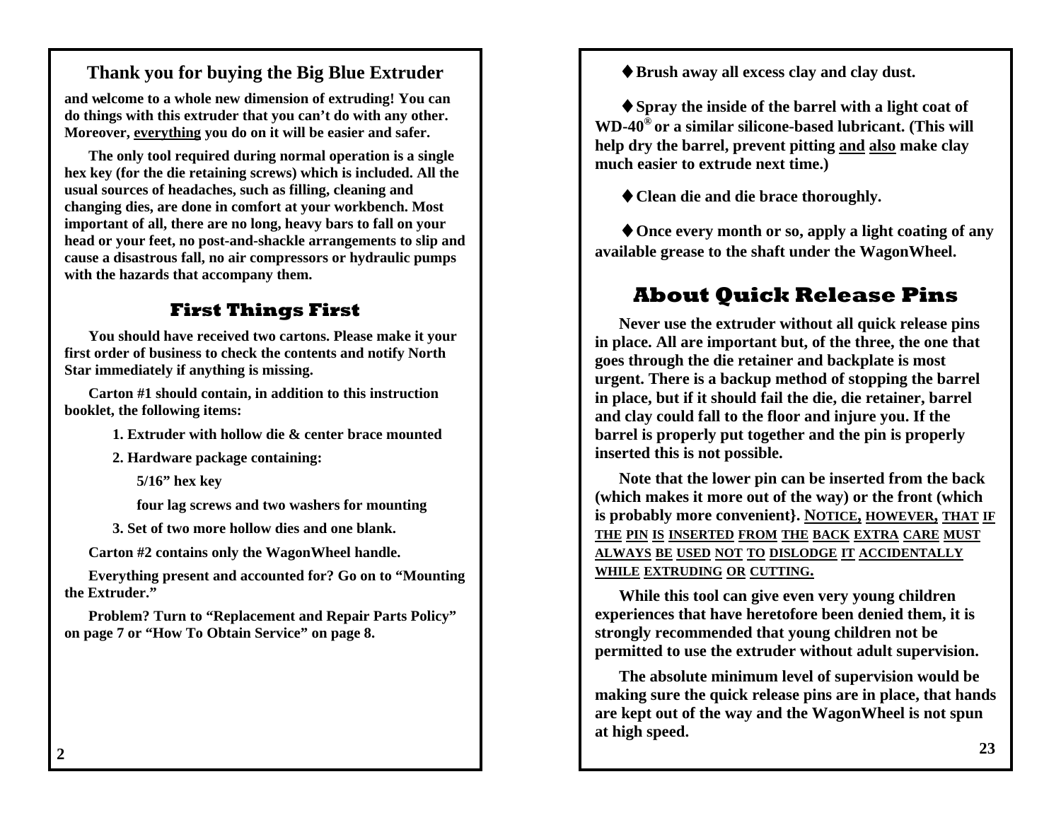## Thank you for buying the Big Blue Extruder

**and welcome to a whole new dimension of extruding! You can do things with this extruder that you can't do with any other. Moreover, everything you do on it will be easier and safer.**

**The only tool required during normal operation is a single hex key (for the die retaining screws) which is included. All the usual sources of headaches, such as filling, cleaning and changing dies, are done in comfort at your workbench. Most important of all, there are no long, heavy bars to fall on your head or your feet, no post-and-shackle arrangements to slip and cause a disastrous fall, no air compressors or hydraulic pumps with the hazards that accompany them.**

## First Things First

**You should have received two cartons. Please make it your first order of business to check the contents and notify North Star immediately if anything is missing.**

**Carton #1 should contain, in addition to this instruction booklet, the following items:**

1. **Extruder with hollow die & center brace mounted**
2. **Hardware package containing:**
   - **5/16" hex key**
   - **four lag screws and two washers for mounting**
3. **Set of two more hollow dies and one blank.**

**Carton #2 contains only the WagonWheel handle.**

**Everything present and accounted for? Go on to "Mounting the Extruder."**

**Problem? Turn to "Replacement and Repair Parts Policy" on page 7 or "How To Obtain Service" on page 8.**

- **Brush away all excess clay and clay dust.**
- **Spray the inside of the barrel with a light coat of WD-40® or a similar silicone-based lubricant. (This will help dry the barrel, prevent pitting and also make clay much easier to extrude next time.)**
- **Clean die and die brace thoroughly.**
- **Once every month or so, apply a light coating of any available grease to the shaft under the WagonWheel.**

## About Quick Release Pins

**Never use the extruder without all quick release pins in place. All are important but, of the three, the one that goes through the die retainer and backplate is most urgent. There is a backup method of stopping the barrel in place, but if it should fail the die, die retainer, barrel and clay could fall to the floor and injure you. If the barrel is properly put together and the pin is properly inserted this is not possible.**

**Note that the lower pin can be inserted from the back (which makes it more out of the way) or the front (which is probably more convenient}. NOTICE, HOWEVER, THAT IF THE PIN IS INSERTED FROM THE BACK EXTRA CARE MUST ALWAYS BE USED NOT TO DISLODGE IT ACCIDENTALLY WHILE EXTRUDING OR CUTTING.**

**While this tool can give even very young children experiences that have heretofore been denied them, it is strongly recommended that young children not be permitted to use the extruder without adult supervision.**

**The absolute minimum level of supervision would be making sure the quick release pins are in place, that hands are kept out of the way and the WagonWheel is not spun at high speed.**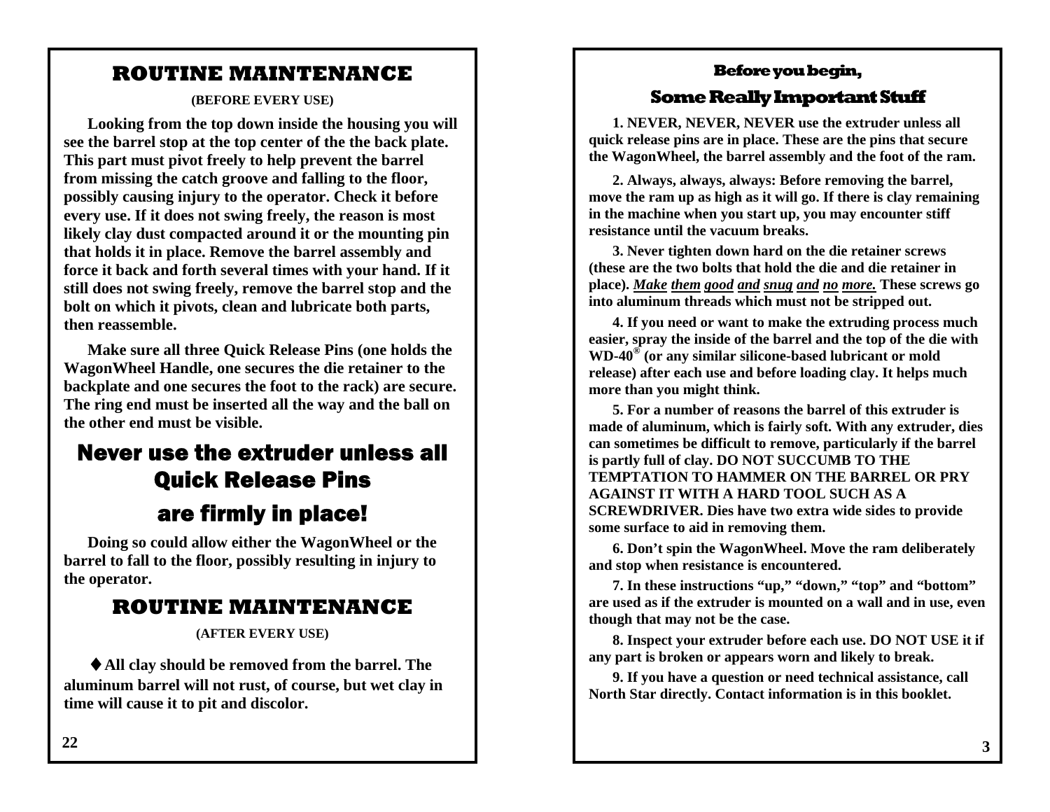# ROUTINE MAINTENANCE

**(BEFORE EVERY USE)**

**Looking from the top down inside the housing you will see the barrel stop at the top center of the the back plate. This part must pivot freely to help prevent the barrel from missing the catch groove and falling to the floor, possibly causing injury to the operator. Check it before every use. If it does not swing freely, the reason is most likely clay dust compacted around it or the mounting pin that holds it in place. Remove the barrel assembly and force it back and forth several times with your hand. If it still does not swing freely, remove the barrel stop and the bolt on which it pivots, clean and lubricate both parts, then reassemble.**

**Make sure all three Quick Release Pins (one holds the WagonWheel Handle, one secures the die retainer to the backplate and one secures the foot to the rack) are secure. The ring end must be inserted all the way and the ball on the other end must be visible.**

## Never use the extruder unless all Quick Release Pins are firmly in place!

**Doing so could allow either the WagonWheel or the barrel to fall to the floor, possibly resulting in injury to the operator.**

# ROUTINE MAINTENANCE

**(AFTER EVERY USE)**

♦ **All clay should be removed from the barrel. The aluminum barrel will not rust, of course, but wet clay in time will cause it to pit and discolor.**

## Before you begin,

## Some Really Important Stuff

**1. NEVER, NEVER, NEVER use the extruder unless all quick release pins are in place. These are the pins that secure the WagonWheel, the barrel assembly and the foot of the ram.**

**2. Always, always, always: Before removing the barrel, move the ram up as high as it will go. If there is clay remaining in the machine when you start up, you may encounter stiff resistance until the vacuum breaks.**

**3. Never tighten down hard on the die retainer screws (these are the two bolts that hold the die and die retainer in place). _Make_ _them_ _good_ _and_ _snug_ _and_ _no_ _more._ These screws go into aluminum threads which must not be stripped out.**

**4. If you need or want to make the extruding process much easier, spray the inside of the barrel and the top of the die with WD-40® (or any similar silicone-based lubricant or mold release) after each use and before loading clay. It helps much more than you might think.**

**5. For a number of reasons the barrel of this extruder is made of aluminum, which is fairly soft. With any extruder, dies can sometimes be difficult to remove, particularly if the barrel is partly full of clay. DO NOT SUCCUMB TO THE TEMPTATION TO HAMMER ON THE BARREL OR PRY AGAINST IT WITH A HARD TOOL SUCH AS A SCREWDRIVER. Dies have two extra wide sides to provide some surface to aid in removing them.**

**6. Don't spin the WagonWheel. Move the ram deliberately and stop when resistance is encountered.**

**7. In these instructions "up," "down," "top" and "bottom" are used as if the extruder is mounted on a wall and in use, even though that may not be the case.**

**8. Inspect your extruder before each use. DO NOT USE it if any part is broken or appears worn and likely to break.**

**9. If you have a question or need technical assistance, call North Star directly. Contact information is in this booklet.**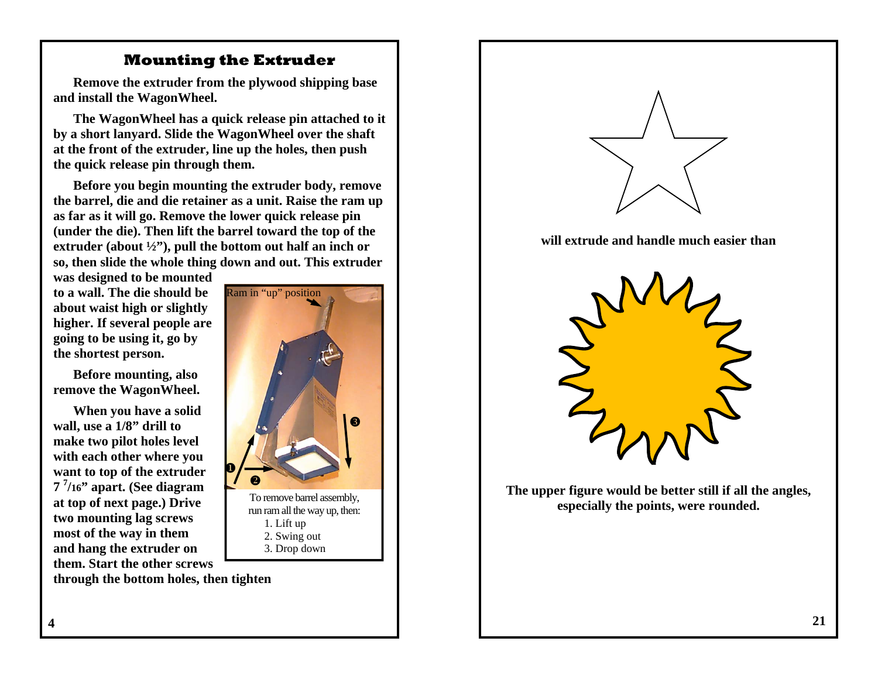## Mounting the Extruder

**Remove the extruder from the plywood shipping base and install the WagonWheel.**

**The WagonWheel has a quick release pin attached to it by a short lanyard. Slide the WagonWheel over the shaft at the front of the extruder, line up the holes, then push the quick release pin through them.**

**Before you begin mounting the extruder body, remove the barrel, die and die retainer as a unit. Raise the ram up as far as it will go. Remove the lower quick release pin (under the die). Then lift the barrel toward the top of the extruder (about ½"), pull the bottom out half an inch or so, then slide the whole thing down and out. This extruder was designed to be mounted to a wall. The die should be about waist high or slightly higher. If several people are going to be using it, go by the shortest person.**

**Before mounting, also remove the WagonWheel.**

**When you have a solid wall, use a 1/8" drill to make two pilot holes level with each other where you want to top of the extruder 7 $^{7}/_{16}$" apart. (See diagram at top of next page.) Drive two mounting lag screws most of the way in them and hang the extruder on them. Start the other screws through the bottom holes, then tighten**

Ram in "up" position

To remove barrel assembly, run ram all the way up, then:
1. Lift up
2. Swing out
3. Drop down

**will extrude and handle much easier than**

**The upper figure would be better still if all the angles, especially the points, were rounded.**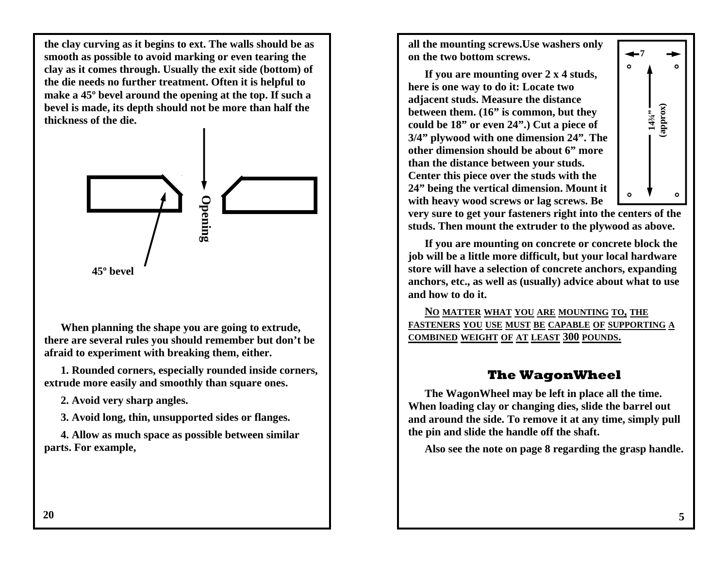**the clay curving as it begins to ext. The walls should be as smooth as possible to avoid marking or even tearing the clay as it comes through. Usually the exit side (bottom) of the die needs no further treatment. Often it is helpful to make a 45º bevel around the opening at the top. If such a bevel is made, its depth should not be more than half the thickness of the die.**

**Opening**

**45º bevel**

**When planning the shape you are going to extrude, there are several rules you should remember but don't be afraid to experiment with breaking them, either.**

**1. Rounded corners, especially rounded inside corners, extrude more easily and smoothly than square ones.**

**2. Avoid very sharp angles.**

**3. Avoid long, thin, unsupported sides or flanges.**

**4. Allow as much space as possible between similar parts. For example,**

**all the mounting screws.Use washers only on the two bottom screws.**

**If you are mounting over 2 x 4 studs, here is one way to do it: Locate two adjacent studs. Measure the distance between them. (16" is common, but they could be 18" or even 24".) Cut a piece of 3/4" plywood with one dimension 24". The other dimension should be about 6" more than the distance between your studs. Center this piece over the studs with the 24" being the vertical dimension. Mount it with heavy wood screws or lag screws. Be very sure to get your fasteners right into the centers of the studs. Then mount the extruder to the plywood as above.**

**7**

**14¾" (approx)**

**If you are mounting on concrete or concrete block the job will be a little more difficult, but your local hardware store will have a selection of concrete anchors, expanding anchors, etc., as well as (usually) advice about what to use and how to do it.**

**NO MATTER WHAT YOU ARE MOUNTING TO, THE FASTENERS YOU USE MUST BE CAPABLE OF SUPPORTING A COMBINED WEIGHT OF AT LEAST 300 POUNDS.**

## The WagonWheel

**The WagonWheel may be left in place all the time. When loading clay or changing dies, slide the barrel out and around the side. To remove it at any time, simply pull the pin and slide the handle off the shaft.**

**Also see the note on page 8 regarding the grasp handle.**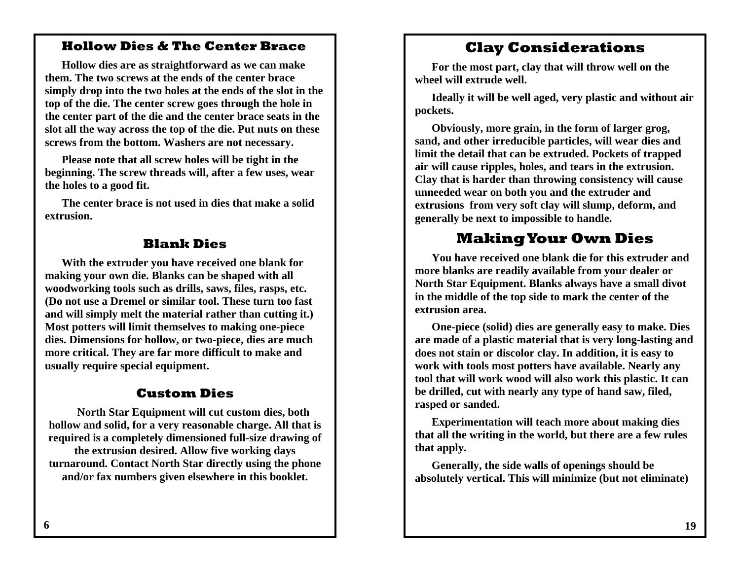## Hollow Dies & The Center Brace

**Hollow dies are as straightforward as we can make them. The two screws at the ends of the center brace simply drop into the two holes at the ends of the slot in the top of the die. The center screw goes through the hole in the center part of the die and the center brace seats in the slot all the way across the top of the die. Put nuts on these screws from the bottom. Washers are not necessary.**

**Please note that all screw holes will be tight in the beginning. The screw threads will, after a few uses, wear the holes to a good fit.**

**The center brace is not used in dies that make a solid extrusion.**

## Blank Dies

**With the extruder you have received one blank for making your own die. Blanks can be shaped with all woodworking tools such as drills, saws, files, rasps, etc. (Do not use a Dremel or similar tool. These turn too fast and will simply melt the material rather than cutting it.) Most potters will limit themselves to making one-piece dies. Dimensions for hollow, or two-piece, dies are much more critical. They are far more difficult to make and usually require special equipment.**

## Custom Dies

**North Star Equipment will cut custom dies, both hollow and solid, for a very reasonable charge. All that is required is a completely dimensioned full-size drawing of the extrusion desired. Allow five working days turnaround. Contact North Star directly using the phone and/or fax numbers given elsewhere in this booklet.**

## Clay Considerations

**For the most part, clay that will throw well on the wheel will extrude well.**

**Ideally it will be well aged, very plastic and without air pockets.**

**Obviously, more grain, in the form of larger grog, sand, and other irreducible particles, will wear dies and limit the detail that can be extruded. Pockets of trapped air will cause ripples, holes, and tears in the extrusion. Clay that is harder than throwing consistency will cause unneeded wear on both you and the extruder and extrusions from very soft clay will slump, deform, and generally be next to impossible to handle.**

## Making Your Own Dies

**You have received one blank die for this extruder and more blanks are readily available from your dealer or North Star Equipment. Blanks always have a small divot in the middle of the top side to mark the center of the extrusion area.**

**One-piece (solid) dies are generally easy to make. Dies are made of a plastic material that is very long-lasting and does not stain or discolor clay. In addition, it is easy to work with tools most potters have available. Nearly any tool that will work wood will also work this plastic. It can be drilled, cut with nearly any type of hand saw, filed, rasped or sanded.**

**Experimentation will teach more about making dies that all the writing in the world, but there are a few rules that apply.**

**Generally, the side walls of openings should be absolutely vertical. This will minimize (but not eliminate)**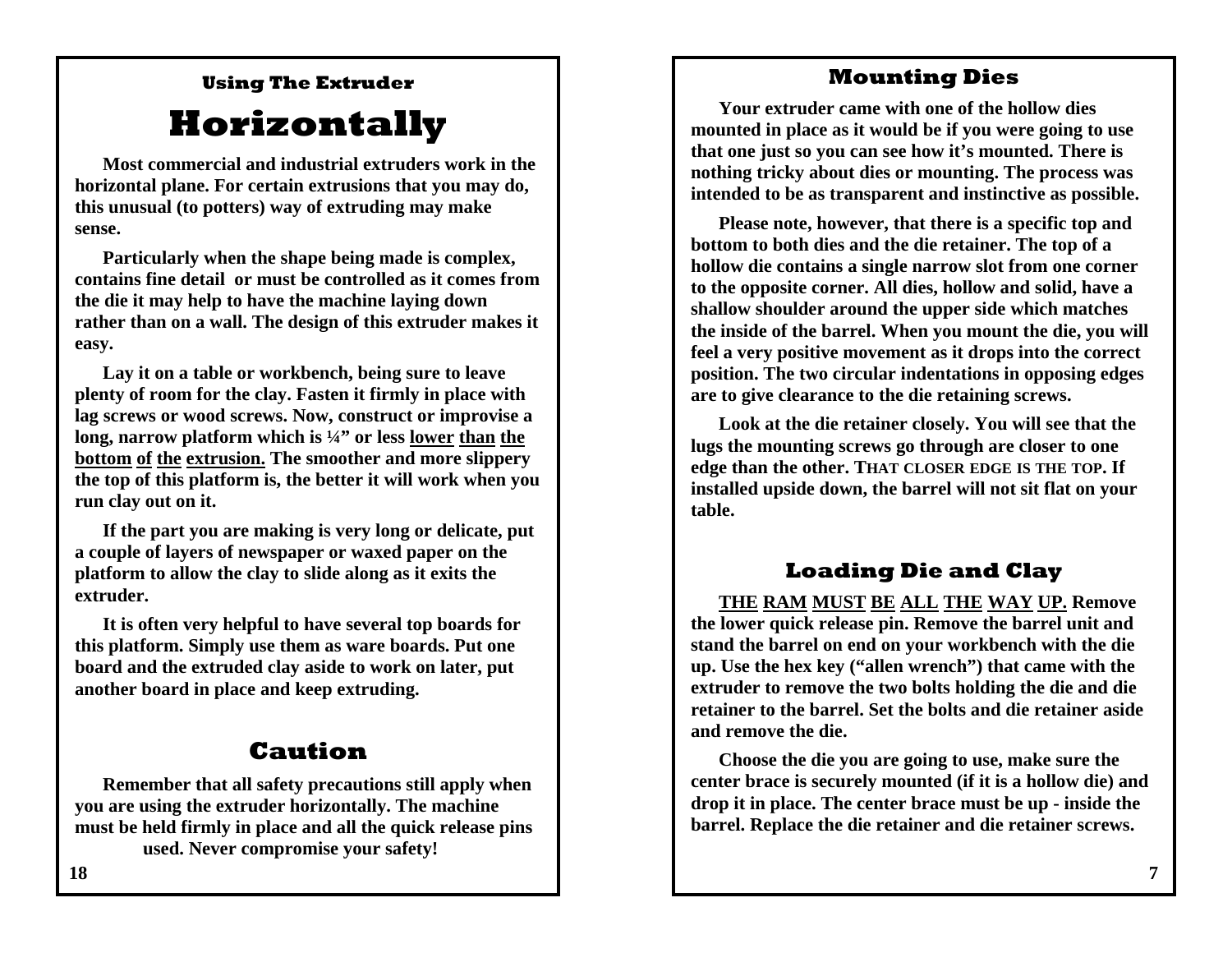## Using The Extruder

# Horizontally

**Most commercial and industrial extruders work in the horizontal plane. For certain extrusions that you may do, this unusual (to potters) way of extruding may make sense.**

**Particularly when the shape being made is complex, contains fine detail or must be controlled as it comes from the die it may help to have the machine laying down rather than on a wall. The design of this extruder makes it easy.**

**Lay it on a table or workbench, being sure to leave plenty of room for the clay. Fasten it firmly in place with lag screws or wood screws. Now, construct or improvise a long, narrow platform which is ¼" or less <u>lower than the bottom of the extrusion.</u> The smoother and more slippery the top of this platform is, the better it will work when you run clay out on it.**

**If the part you are making is very long or delicate, put a couple of layers of newspaper or waxed paper on the platform to allow the clay to slide along as it exits the extruder.**

**It is often very helpful to have several top boards for this platform. Simply use them as ware boards. Put one board and the extruded clay aside to work on later, put another board in place and keep extruding.**

## Caution

**Remember that all safety precautions still apply when you are using the extruder horizontally. The machine must be held firmly in place and all the quick release pins used. Never compromise your safety!**

## Mounting Dies

**Your extruder came with one of the hollow dies mounted in place as it would be if you were going to use that one just so you can see how it's mounted. There is nothing tricky about dies or mounting. The process was intended to be as transparent and instinctive as possible.**

**Please note, however, that there is a specific top and bottom to both dies and the die retainer. The top of a hollow die contains a single narrow slot from one corner to the opposite corner. All dies, hollow and solid, have a shallow shoulder around the upper side which matches the inside of the barrel. When you mount the die, you will feel a very positive movement as it drops into the correct position. The two circular indentations in opposing edges are to give clearance to the die retaining screws.**

**Look at the die retainer closely. You will see that the lugs the mounting screws go through are closer to one edge than the other. THAT CLOSER EDGE IS THE TOP. If installed upside down, the barrel will not sit flat on your table.**

## Loading Die and Clay

**<u>THE RAM MUST BE ALL THE WAY UP.</u> Remove the lower quick release pin. Remove the barrel unit and stand the barrel on end on your workbench with the die up. Use the hex key ("allen wrench") that came with the extruder to remove the two bolts holding the die and die retainer to the barrel. Set the bolts and die retainer aside and remove the die.**

**Choose the die you are going to use, make sure the center brace is securely mounted (if it is a hollow die) and drop it in place. The center brace must be up - inside the barrel. Replace the die retainer and die retainer screws.**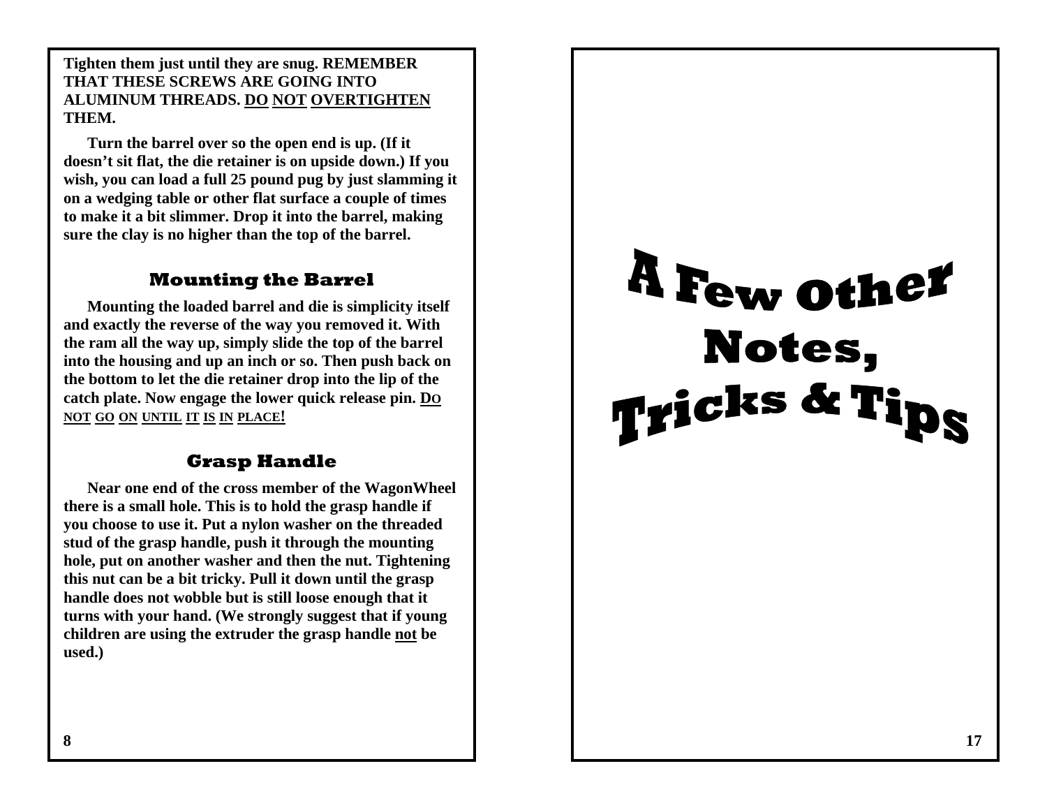**Tighten them just until they are snug. REMEMBER THAT THESE SCREWS ARE GOING INTO ALUMINUM THREADS. <u>DO</u> <u>NOT</u> <u>OVERTIGHTEN</u> THEM.**

**Turn the barrel over so the open end is up. (If it doesn't sit flat, the die retainer is on upside down.) If you wish, you can load a full 25 pound pug by just slamming it on a wedging table or other flat surface a couple of times to make it a bit slimmer. Drop it into the barrel, making sure the clay is no higher than the top of the barrel.**

## Mounting the Barrel

**Mounting the loaded barrel and die is simplicity itself and exactly the reverse of the way you removed it. With the ram all the way up, simply slide the top of the barrel into the housing and up an inch or so. Then push back on the bottom to let the die retainer drop into the lip of the catch plate. Now engage the lower quick release pin. <u>DO NOT GO ON UNTIL IT IS IN PLACE!</u>**

## Grasp Handle

**Near one end of the cross member of the WagonWheel there is a small hole. This is to hold the grasp handle if you choose to use it. Put a nylon washer on the threaded stud of the grasp handle, push it through the mounting hole, put on another washer and then the nut. Tightening this nut can be a bit tricky. Pull it down until the grasp handle does not wobble but is still loose enough that it turns with your hand. (We strongly suggest that if young children are using the extruder the grasp handle <u>not</u> be used.)**

# A Few Other Notes, Tricks & Tips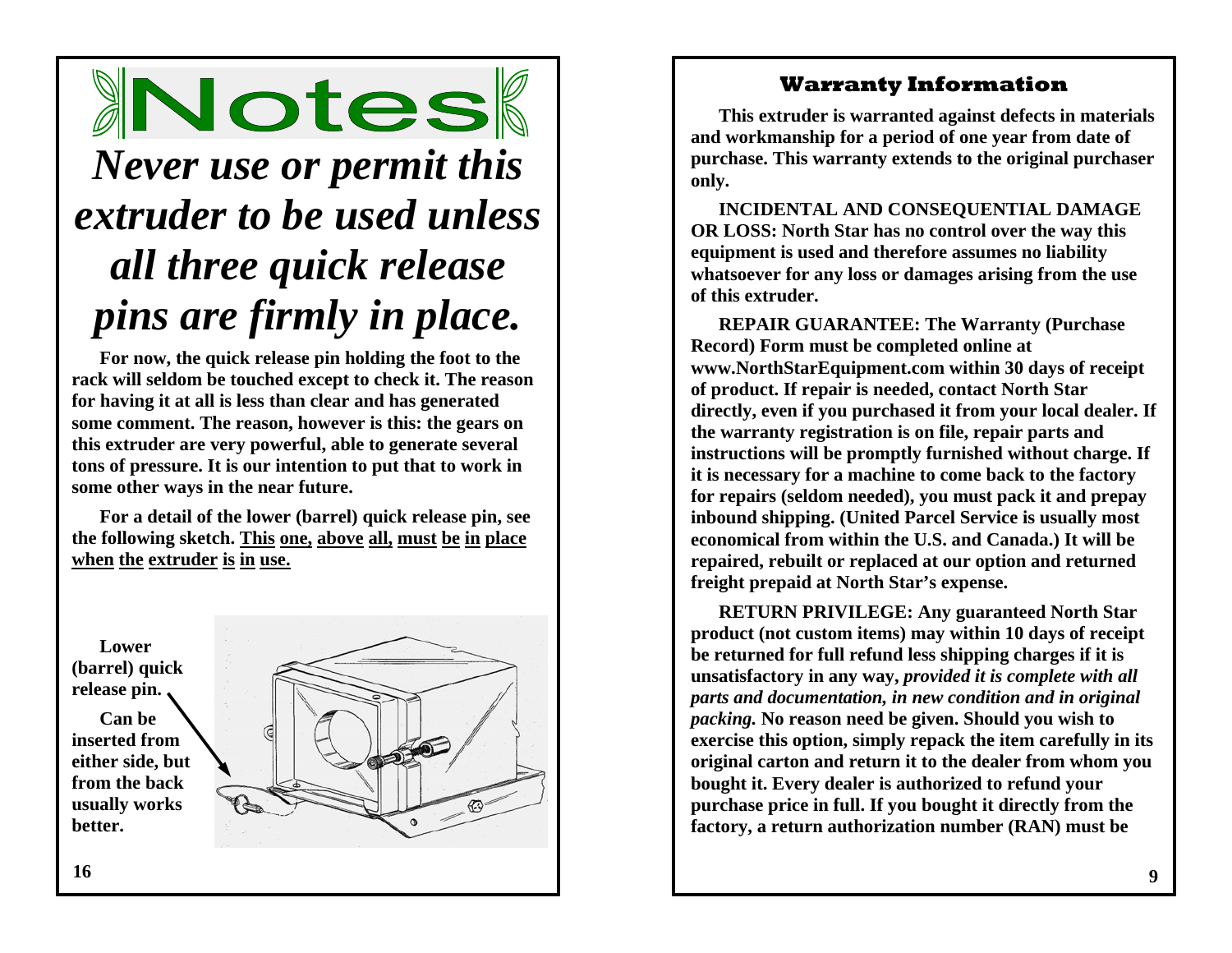# Notes

## *Never use or permit this extruder to be used unless all three quick release pins are firmly in place.*

**For now, the quick release pin holding the foot to the rack will seldom be touched except to check it. The reason for having it at all is less than clear and has generated some comment. The reason, however is this: the gears on this extruder are very powerful, able to generate several tons of pressure. It is our intention to put that to work in some other ways in the near future.**

**For a detail of the lower (barrel) quick release pin, see the following sketch. <u>This one, above all, must be in place when the extruder is in use.</u>**

**Lower (barrel) quick release pin.**

**Can be inserted from either side, but from the back usually works better.**

## Warranty Information

**This extruder is warranted against defects in materials and workmanship for a period of one year from date of purchase. This warranty extends to the original purchaser only.**

**INCIDENTAL AND CONSEQUENTIAL DAMAGE OR LOSS: North Star has no control over the way this equipment is used and therefore assumes no liability whatsoever for any loss or damages arising from the use of this extruder.**

**REPAIR GUARANTEE: The Warranty (Purchase Record) Form must be completed online at www.NorthStarEquipment.com within 30 days of receipt of product. If repair is needed, contact North Star directly, even if you purchased it from your local dealer. If the warranty registration is on file, repair parts and instructions will be promptly furnished without charge. If it is necessary for a machine to come back to the factory for repairs (seldom needed), you must pack it and prepay inbound shipping. (United Parcel Service is usually most economical from within the U.S. and Canada.) It will be repaired, rebuilt or replaced at our option and returned freight prepaid at North Star's expense.**

**RETURN PRIVILEGE: Any guaranteed North Star product (not custom items) may within 10 days of receipt be returned for full refund less shipping charges if it is unsatisfactory in any way, *provided it is complete with all parts and documentation, in new condition and in original packing.* No reason need be given. Should you wish to exercise this option, simply repack the item carefully in its original carton and return it to the dealer from whom you bought it. Every dealer is authorized to refund your purchase price in full. If you bought it directly from the factory, a return authorization number (RAN) must be**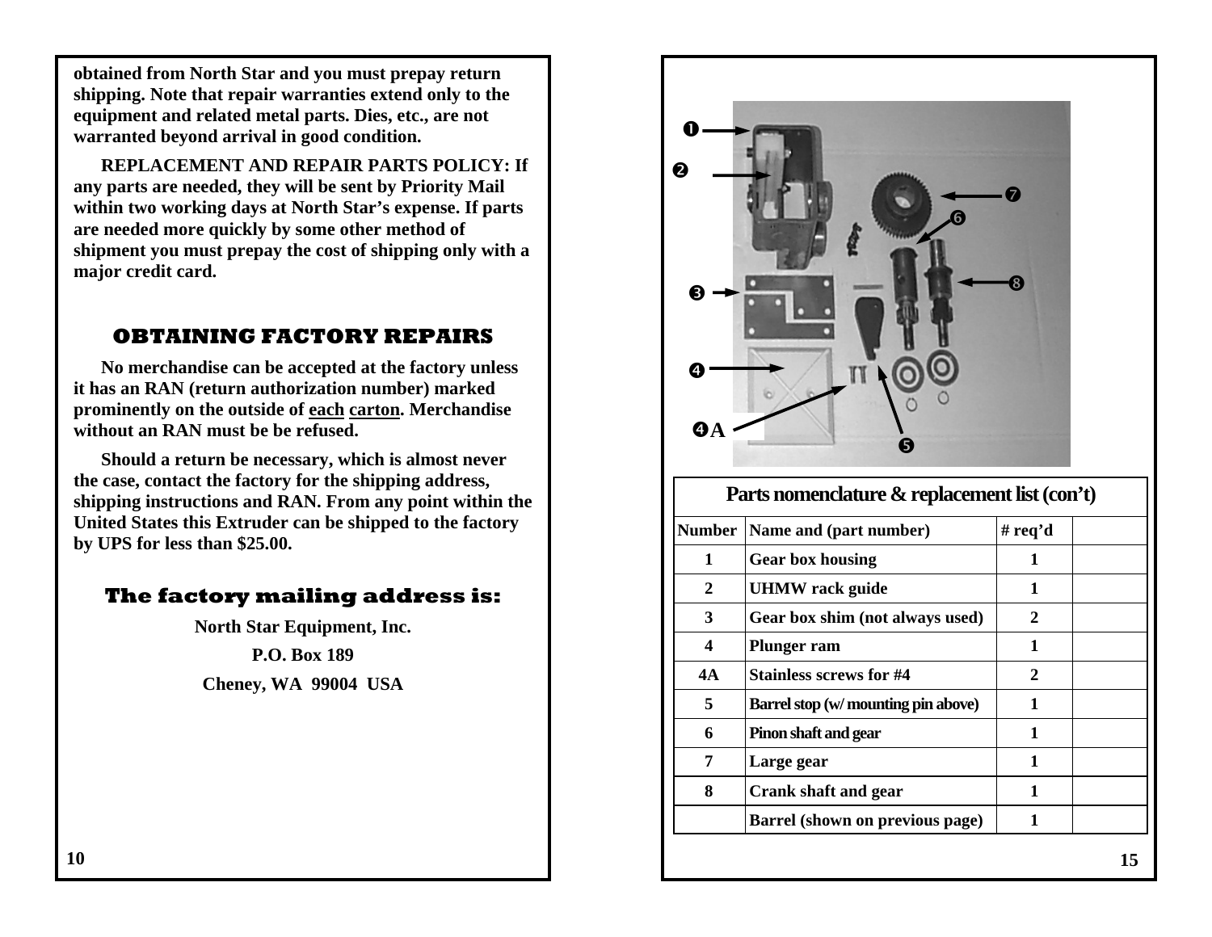obtained from North Star and you must prepay return shipping. Note that repair warranties extend only to the equipment and related metal parts. Dies, etc., are not warranted beyond arrival in good condition.

REPLACEMENT AND REPAIR PARTS POLICY: If any parts are needed, they will be sent by Priority Mail within two working days at North Star's expense. If parts are needed more quickly by some other method of shipment you must prepay the cost of shipping only with a major credit card.

## OBTAINING FACTORY REPAIRS

No merchandise can be accepted at the factory unless it has an RAN (return authorization number) marked prominently on the outside of each carton. Merchandise without an RAN must be be refused.

Should a return be necessary, which is almost never the case, contact the factory for the shipping address, shipping instructions and RAN. From any point within the United States this Extruder can be shipped to the factory by UPS for less than $25.00.

## The factory mailing address is:

North Star Equipment, Inc.

P.O. Box 189

Cheney, WA 99004 USA

❶

❷

❸

❹

❹A

❺

❻

❼

❽

| Parts nomenclature & replacement list (con't) | | | |
|---|---|---|---|
| Number | Name and (part number) | # req'd | |
| 1 | Gear box housing | 1 | |
| 2 | UHMW rack guide | 1 | |
| 3 | Gear box shim (not always used) | 2 | |
| 4 | Plunger ram | 1 | |
| 4A | Stainless screws for #4 | 2 | |
| 5 | Barrel stop (w/ mounting pin above) | 1 | |
| 6 | Pinon shaft and gear | 1 | |
| 7 | Large gear | 1 | |
| 8 | Crank shaft and gear | 1 | |
| | Barrel (shown on previous page) | 1 | |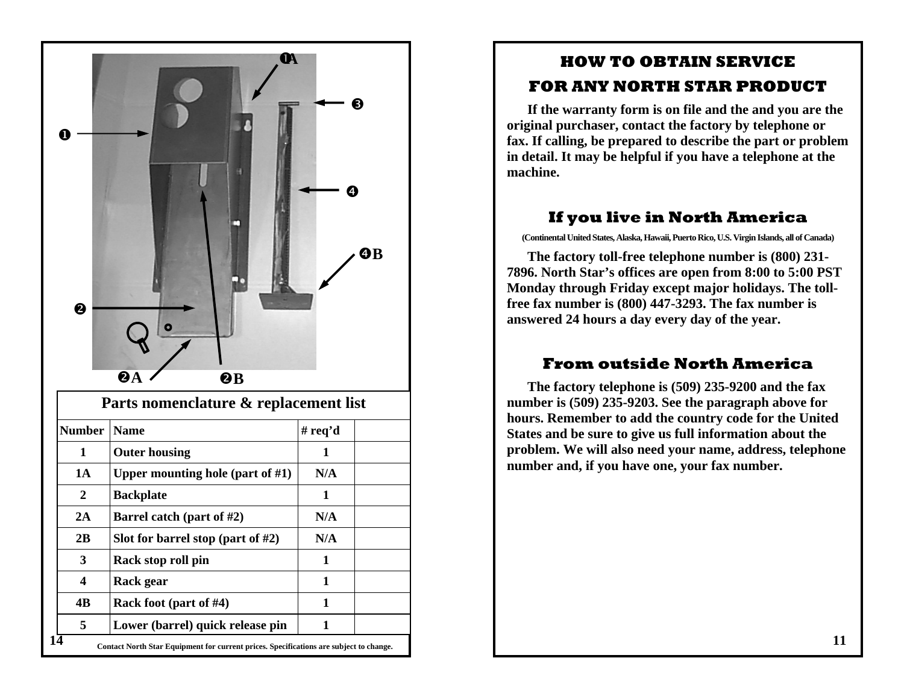## Parts nomenclature & replacement list

| Number | Name | # req'd | |
|---|---|---|---|
| 1 | Outer housing | 1 | |
| 1A | Upper mounting hole (part of #1) | N/A | |
| 2 | Backplate | 1 | |
| 2A | Barrel catch (part of #2) | N/A | |
| 2B | Slot for barrel stop (part of #2) | N/A | |
| 3 | Rack stop roll pin | 1 | |
| 4 | Rack gear | 1 | |
| 4B | Rack foot (part of #4) | 1 | |
| 5 | Lower (barrel) quick release pin | 1 | |

Contact North Star Equipment for current prices. Specifications are subject to change.

# HOW TO OBTAIN SERVICE FOR ANY NORTH STAR PRODUCT

If the warranty form is on file and the and you are the original purchaser, contact the factory by telephone or fax. If calling, be prepared to describe the part or problem in detail. It may be helpful if you have a telephone at the machine.

## If you live in North America

(Continental United States, Alaska, Hawaii, Puerto Rico, U.S. Virgin Islands, all of Canada)

The factory toll-free telephone number is (800) 231-7896. North Star's offices are open from 8:00 to 5:00 PST Monday through Friday except major holidays. The toll-free fax number is (800) 447-3293. The fax number is answered 24 hours a day every day of the year.

## From outside North America

The factory telephone is (509) 235-9200 and the fax number is (509) 235-9203. See the paragraph above for hours. Remember to add the country code for the United States and be sure to give us full information about the problem. We will also need your name, address, telephone number and, if you have one, your fax number.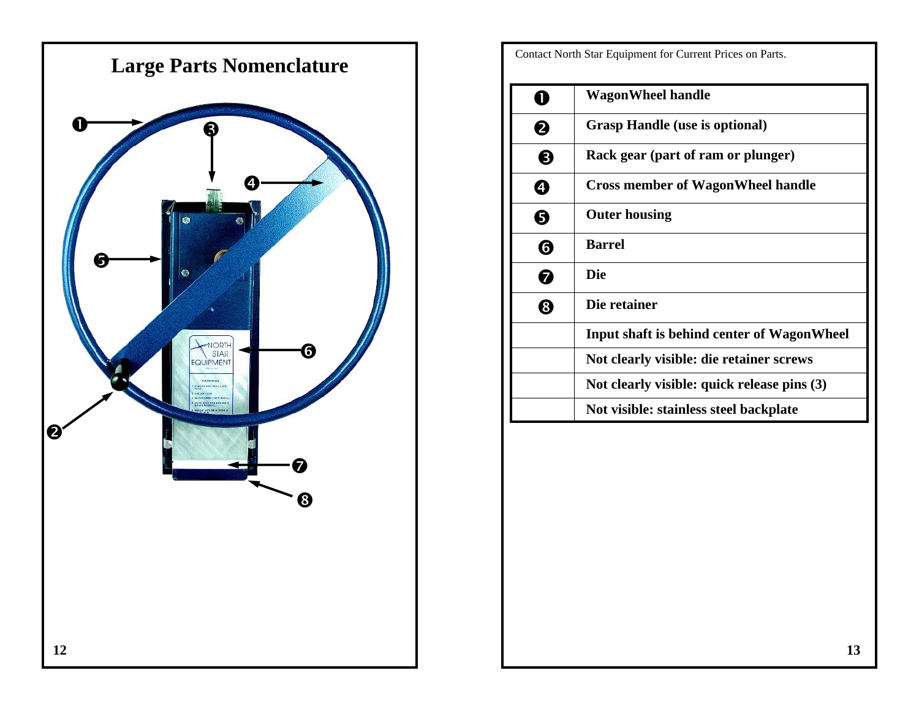# Large Parts Nomenclature

Contact North Star Equipment for Current Prices on Parts.

| | |
|---|---|
| ➊ | **WagonWheel handle** |
| ➋ | **Grasp Handle (use is optional)** |
| ➌ | **Rack gear (part of ram or plunger)** |
| ➍ | **Cross member of WagonWheel handle** |
| ➎ | **Outer housing** |
| ➏ | **Barrel** |
| ➐ | **Die** |
| ➑ | **Die retainer** |
| | **Input shaft is behind center of WagonWheel** |
| | **Not clearly visible: die retainer screws** |
| | **Not clearly visible: quick release pins (3)** |
| | **Not visible: stainless steel backplate** |